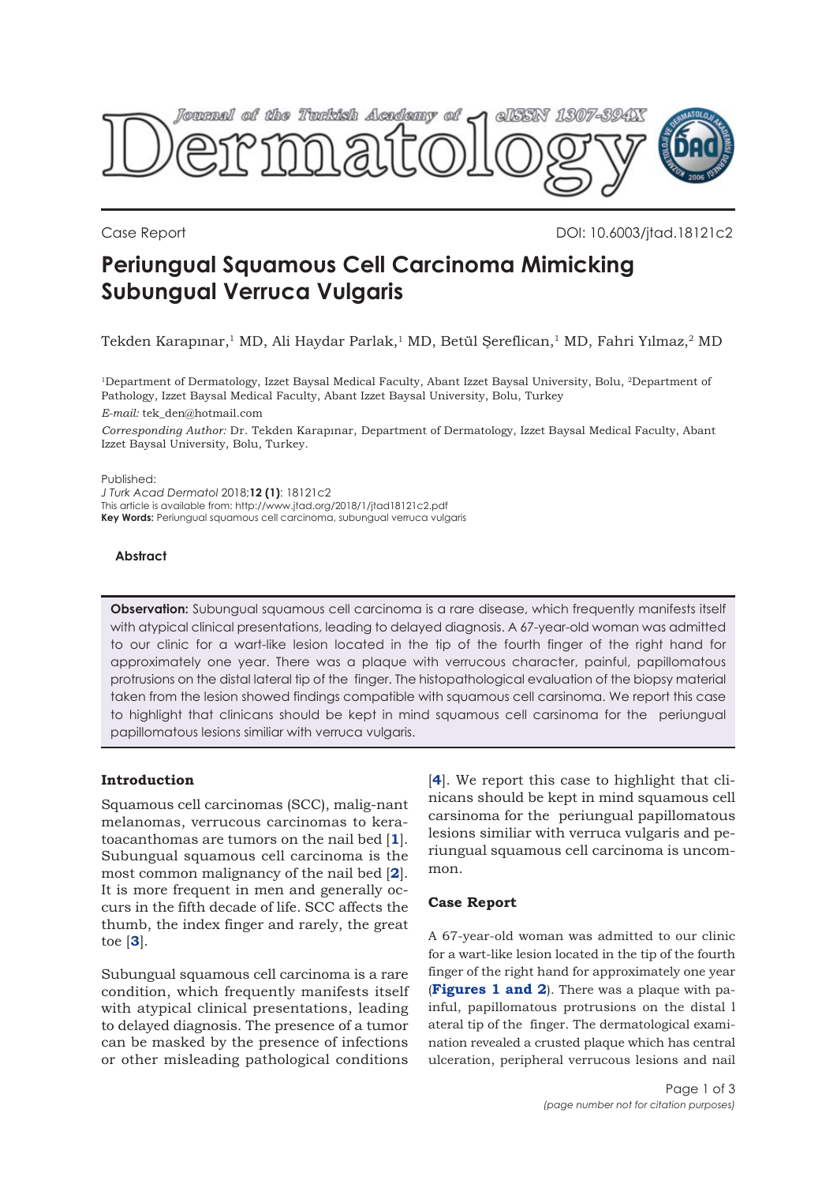Journal of the Turkish Academy of Dermatology eISSN 1307-394X

Case Report

DOI: 10.6003/jtad.18121c2

# Periungual Squamous Cell Carcinoma Mimicking Subungual Verruca Vulgaris

Tekden Karapınar,[1] MD, Ali Haydar Parlak,[1] MD, Betül Şereflican,[1] MD, Fahri Yılmaz,[2] MD

[1]Department of Dermatology, Izzet Baysal Medical Faculty, Abant Izzet Baysal University, Bolu, [2]Department of Pathology, Izzet Baysal Medical Faculty, Abant Izzet Baysal University, Bolu, Turkey

*E-mail:* tek_den@hotmail.com

*Corresponding Author:* Dr. Tekden Karapınar, Department of Dermatology, Izzet Baysal Medical Faculty, Abant Izzet Baysal University, Bolu, Turkey.

Published:
*J Turk Acad Dermatol* 2018;**12 (1)**: 18121c2
This article is available from: http://www.jtad.org/2018/1/jtad18121c2.pdf
**Key Words:** Periungual squamous cell carcinoma, subungual verruca vulgaris

### Abstract

**Observation:** Subungual squamous cell carcinoma is a rare disease, which frequently manifests itself with atypical clinical presentations, leading to delayed diagnosis. A 67-year-old woman was admitted to our clinic for a wart-like lesion located in the tip of the fourth finger of the right hand for approximately one year. There was a plaque with verrucous character, painful, papillomatous protrusions on the distal lateral tip of the finger. The histopathological evaluation of the biopsy material taken from the lesion showed findings compatible with squamous cell carsinoma. We report this case to highlight that clinicans should be kept in mind squamous cell carsinoma for the periungual papillomatous lesions similiar with verruca vulgaris.

## Introduction

Squamous cell carcinomas (SCC), malig-nant melanomas, verrucous carcinomas to kera-toacanthomas are tumors on the nail bed [**1**]. Subungual squamous cell carcinoma is the most common malignancy of the nail bed [**2**]. It is more frequent in men and generally occurs in the fifth decade of life. SCC affects the thumb, the index finger and rarely, the great toe [**3**].

Subungual squamous cell carcinoma is a rare condition, which frequently manifests itself with atypical clinical presentations, leading to delayed diagnosis. The presence of a tumor can be masked by the presence of infections or other misleading pathological conditions [**4**]. We report this case to highlight that clinicans should be kept in mind squamous cell carsinoma for the periungual papillomatous lesions similiar with verruca vulgaris and periungual squamous cell carcinoma is uncommon.

## Case Report

A 67-year-old woman was admitted to our clinic for a wart-like lesion located in the tip of the fourth finger of the right hand for approximately one year (**Figures 1 and 2**). There was a plaque with painful, papillomatous protrusions on the distal l ateral tip of the finger. The dermatological examination revealed a crusted plaque which has central ulceration, peripheral verrucous lesions and nail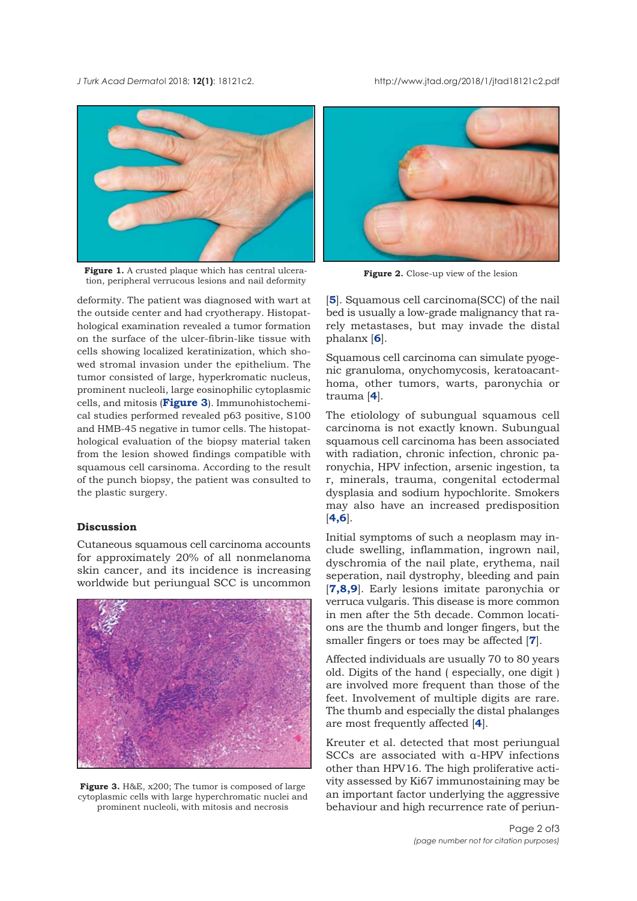**Figure 1.** A crusted plaque which has central ulceration, peripheral verrucous lesions and nail deformity

**Figure 2.** Close-up view of the lesion

deformity. The patient was diagnosed with wart at the outside center and had cryotherapy. Histopathological examination revealed a tumor formation on the surface of the ulcer-fibrin-like tissue with cells showing localized keratinization, which showed stromal invasion under the epithelium. The tumor consisted of large, hyperkromatic nucleus, prominent nucleoli, large eosinophilic cytoplasmic cells, and mitosis (**Figure 3**). Immunohistochemical studies performed revealed p63 positive, S100 and HMB-45 negative in tumor cells. The histopathological evaluation of the biopsy material taken from the lesion showed findings compatible with squamous cell carsinoma. According to the result of the punch biopsy, the patient was consulted to the plastic surgery.

## Discussion

Cutaneous squamous cell carcinoma accounts for approximately 20% of all nonmelanoma skin cancer, and its incidence is increasing worldwide but periungual SCC is uncommon [**5**]. Squamous cell carcinoma(SCC) of the nail bed is usually a low-grade malignancy that rarely metastases, but may invade the distal phalanx [**6**].

**Figure 3.** H&E, x200; The tumor is composed of large cytoplasmic cells with large hyperchromatic nuclei and prominent nucleoli, with mitosis and necrosis

Squamous cell carcinoma can simulate pyogenic granuloma, onychomycosis, keratoacanthoma, other tumors, warts, paronychia or trauma [**4**].

The etiolology of subungual squamous cell carcinoma is not exactly known. Subungual squamous cell carcinoma has been associated with radiation, chronic infection, chronic paronychia, HPV infection, arsenic ingestion, ta r, minerals, trauma, congenital ectodermal dysplasia and sodium hypochlorite. Smokers may also have an increased predisposition [**4,6**].

Initial symptoms of such a neoplasm may include swelling, inflammation, ingrown nail, dyschromia of the nail plate, erythema, nail seperation, nail dystrophy, bleeding and pain [**7,8,9**]. Early lesions imitate paronychia or verruca vulgaris. This disease is more common in men after the 5th decade. Common locations are the thumb and longer fingers, but the smaller fingers or toes may be affected [**7**].

Affected individuals are usually 70 to 80 years old. Digits of the hand ( especially, one digit ) are involved more frequent than those of the feet. Involvement of multiple digits are rare. The thumb and especially the distal phalanges are most frequently affected [**4**].

Kreuter et al. detected that most periungual SCCs are associated with α-HPV infections other than HPV16. The high proliferative activity assessed by Ki67 immunostaining may be an important factor underlying the aggressive behaviour and high recurrence rate of periun-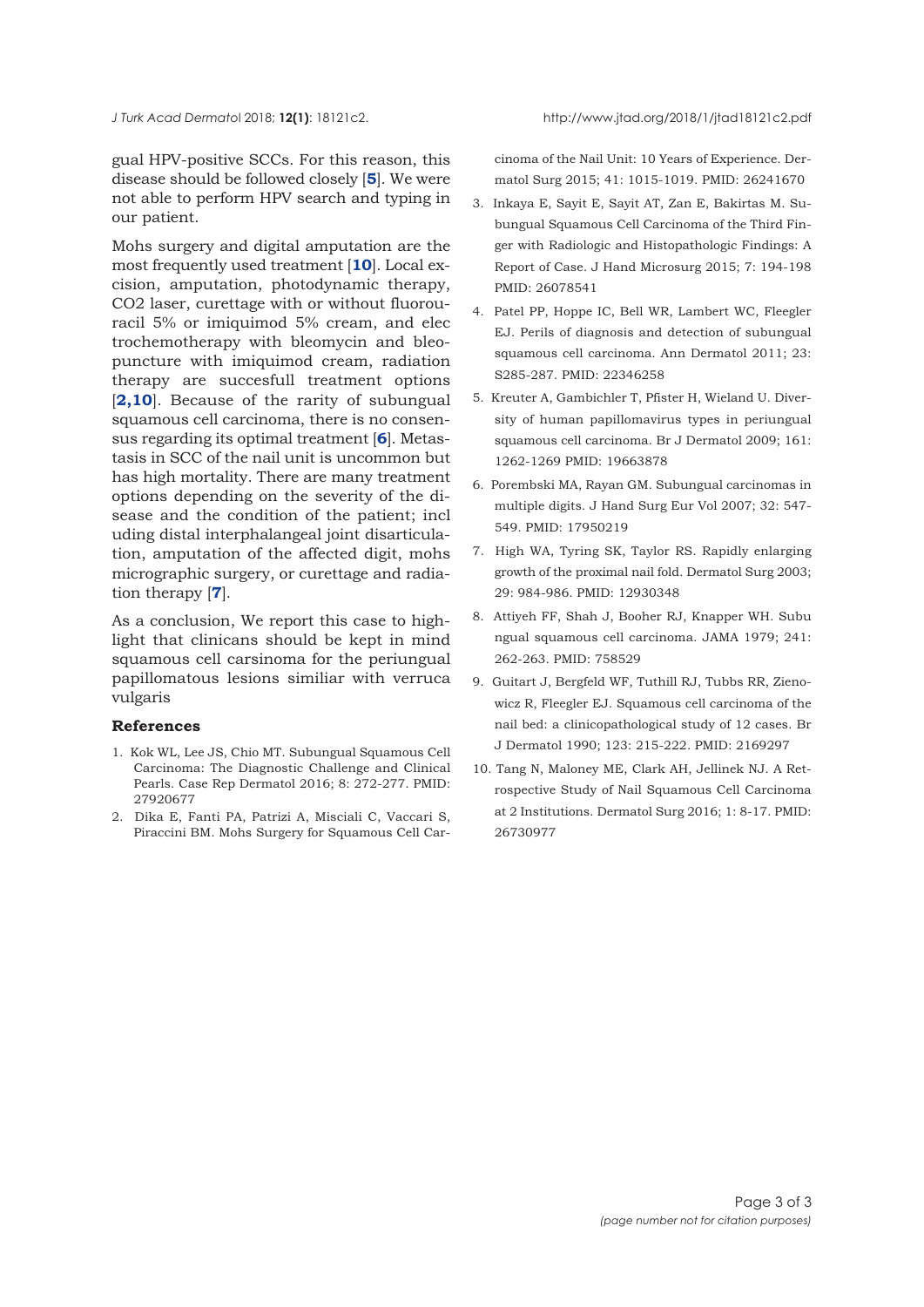gual HPV-positive SCCs. For this reason, this disease should be followed closely [**5**]. We were not able to perform HPV search and typing in our patient.

Mohs surgery and digital amputation are the most frequently used treatment [**10**]. Local excision, amputation, photodynamic therapy, CO2 laser, curettage with or without fluorouracil 5% or imiquimod 5% cream, and electrochemotherapy with bleomycin and bleopuncture with imiquimod cream, radiation therapy are succesfull treatment options [**2,10**]. Because of the rarity of subungual squamous cell carcinoma, there is no consensus regarding its optimal treatment [**6**]. Metastasis in SCC of the nail unit is uncommon but has high mortality. There are many treatment options depending on the severity of the disease and the condition of the patient; incl uding distal interphalangeal joint disarticulation, amputation of the affected digit, mohs micrographic surgery, or curettage and radiation therapy [**7**].

As a conclusion, We report this case to highlight that clinicans should be kept in mind squamous cell carsinoma for the periungual papillomatous lesions similiar with verruca vulgaris

## References

1. Kok WL, Lee JS, Chio MT. Subungual Squamous Cell Carcinoma: The Diagnostic Challenge and Clinical Pearls. Case Rep Dermatol 2016; 8: 272-277. PMID: 27920677
2. Dika E, Fanti PA, Patrizi A, Misciali C, Vaccari S, Piraccini BM. Mohs Surgery for Squamous Cell Carcinoma of the Nail Unit: 10 Years of Experience. Dermatol Surg 2015; 41: 1015-1019. PMID: 26241670
3. Inkaya E, Sayit E, Sayit AT, Zan E, Bakirtas M. Subungual Squamous Cell Carcinoma of the Third Finger with Radiologic and Histopathologic Findings: A Report of Case. J Hand Microsurg 2015; 7: 194-198 PMID: 26078541
4. Patel PP, Hoppe IC, Bell WR, Lambert WC, Fleegler EJ. Perils of diagnosis and detection of subungual squamous cell carcinoma. Ann Dermatol 2011; 23: S285-287. PMID: 22346258
5. Kreuter A, Gambichler T, Pfister H, Wieland U. Diversity of human papillomavirus types in periungual squamous cell carcinoma. Br J Dermatol 2009; 161: 1262-1269 PMID: 19663878
6. Porembski MA, Rayan GM. Subungual carcinomas in multiple digits. J Hand Surg Eur Vol 2007; 32: 547-549. PMID: 17950219
7. High WA, Tyring SK, Taylor RS. Rapidly enlarging growth of the proximal nail fold. Dermatol Surg 2003; 29: 984-986. PMID: 12930348
8. Attiyeh FF, Shah J, Booher RJ, Knapper WH. Subungual squamous cell carcinoma. JAMA 1979; 241: 262-263. PMID: 758529
9. Guitart J, Bergfeld WF, Tuthill RJ, Tubbs RR, Zienowicz R, Fleegler EJ. Squamous cell carcinoma of the nail bed: a clinicopathological study of 12 cases. Br J Dermatol 1990; 123: 215-222. PMID: 2169297
10. Tang N, Maloney ME, Clark AH, Jellinek NJ. A Retrospective Study of Nail Squamous Cell Carcinoma at 2 Institutions. Dermatol Surg 2016; 1: 8-17. PMID: 26730977